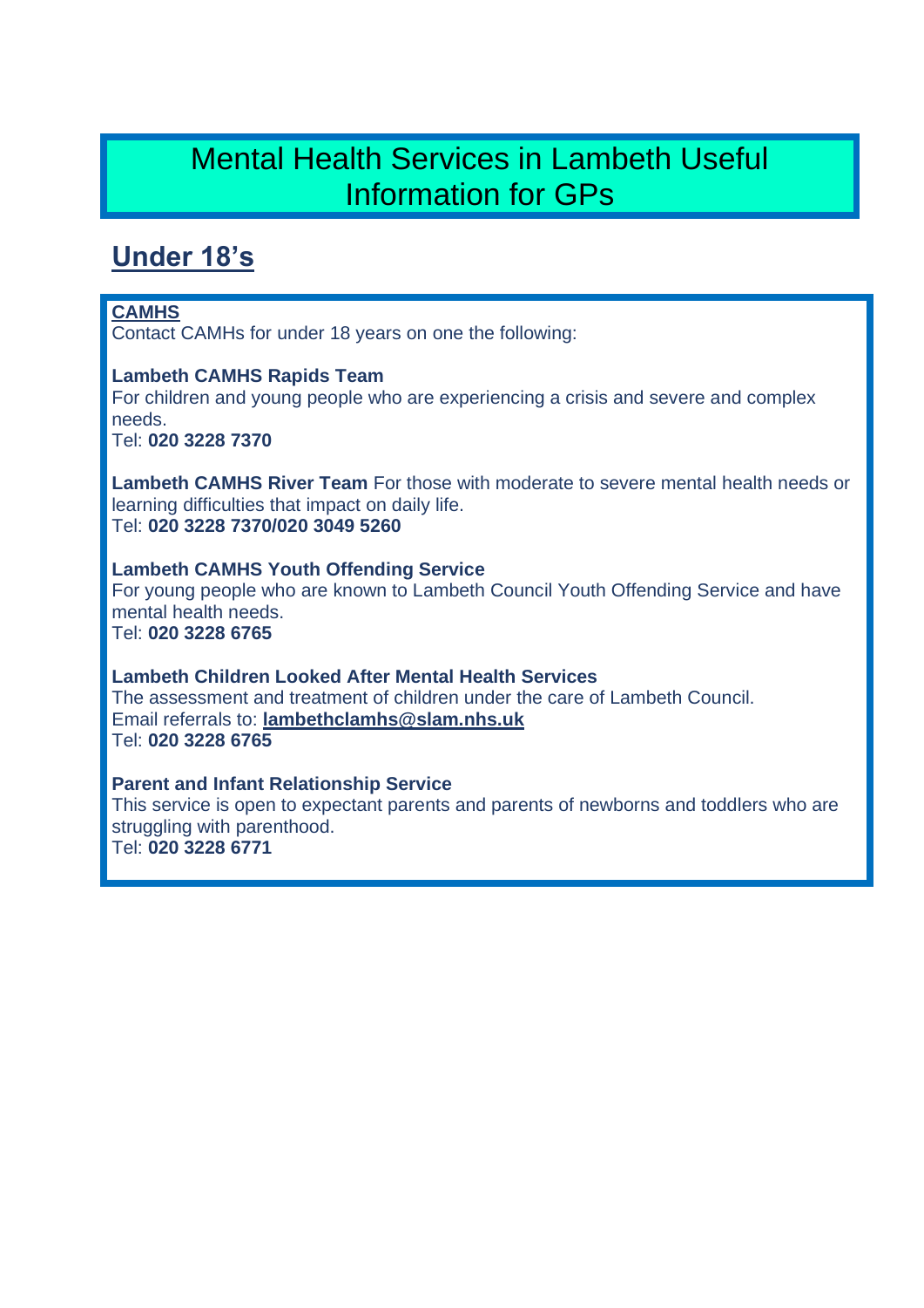# Mental Health Services in Lambeth Useful Information for GPs

## Under 18's

**CAMHS**

Contact CAMHs for under 18 years on one the following:

**Lambeth CAMHS Rapids Team**
For children and young people who are experiencing a crisis and severe and complex needs.
Tel: **020 3228 7370**

**Lambeth CAMHS River Team** For those with moderate to severe mental health needs or learning difficulties that impact on daily life.
Tel: **020 3228 7370/020 3049 5260**

**Lambeth CAMHS Youth Offending Service**
For young people who are known to Lambeth Council Youth Offending Service and have mental health needs.
Tel: **020 3228 6765**

**Lambeth Children Looked After Mental Health Services**
The assessment and treatment of children under the care of Lambeth Council.
Email referrals to: **lambethclamhs@slam.nhs.uk**
Tel: **020 3228 6765**

**Parent and Infant Relationship Service**
This service is open to expectant parents and parents of newborns and toddlers who are struggling with parenthood.
Tel: **020 3228 6771**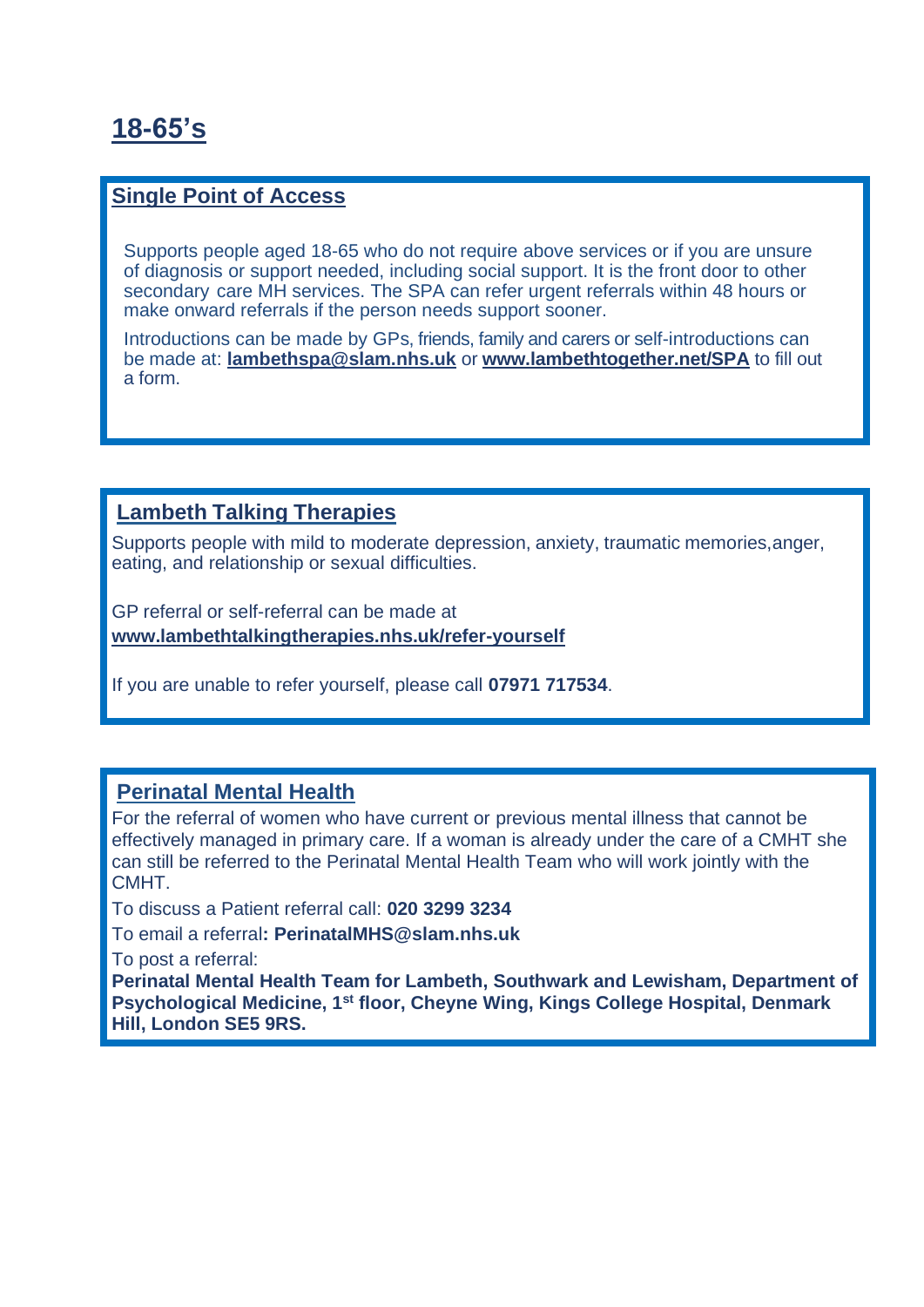# 18-65's

## Single Point of Access

Supports people aged 18-65 who do not require above services or if you are unsure of diagnosis or support needed, including social support. It is the front door to other secondary care MH services. The SPA can refer urgent referrals within 48 hours or make onward referrals if the person needs support sooner.

Introductions can be made by GPs, friends, family and carers or self-introductions can be made at: **lambethspa@slam.nhs.uk** or **www.lambethtogether.net/SPA** to fill out a form.

## Lambeth Talking Therapies

Supports people with mild to moderate depression, anxiety, traumatic memories,anger, eating, and relationship or sexual difficulties.

GP referral or self-referral can be made at
**www.lambethtalkingtherapies.nhs.uk/refer-yourself**

If you are unable to refer yourself, please call **07971 717534**.

## Perinatal Mental Health

For the referral of women who have current or previous mental illness that cannot be effectively managed in primary care. If a woman is already under the care of a CMHT she can still be referred to the Perinatal Mental Health Team who will work jointly with the CMHT.

To discuss a Patient referral call: **020 3299 3234**

To email a referral**: PerinatalMHS@slam.nhs.uk**

To post a referral:

**Perinatal Mental Health Team for Lambeth, Southwark and Lewisham, Department of Psychological Medicine, 1st floor, Cheyne Wing, Kings College Hospital, Denmark Hill, London SE5 9RS.**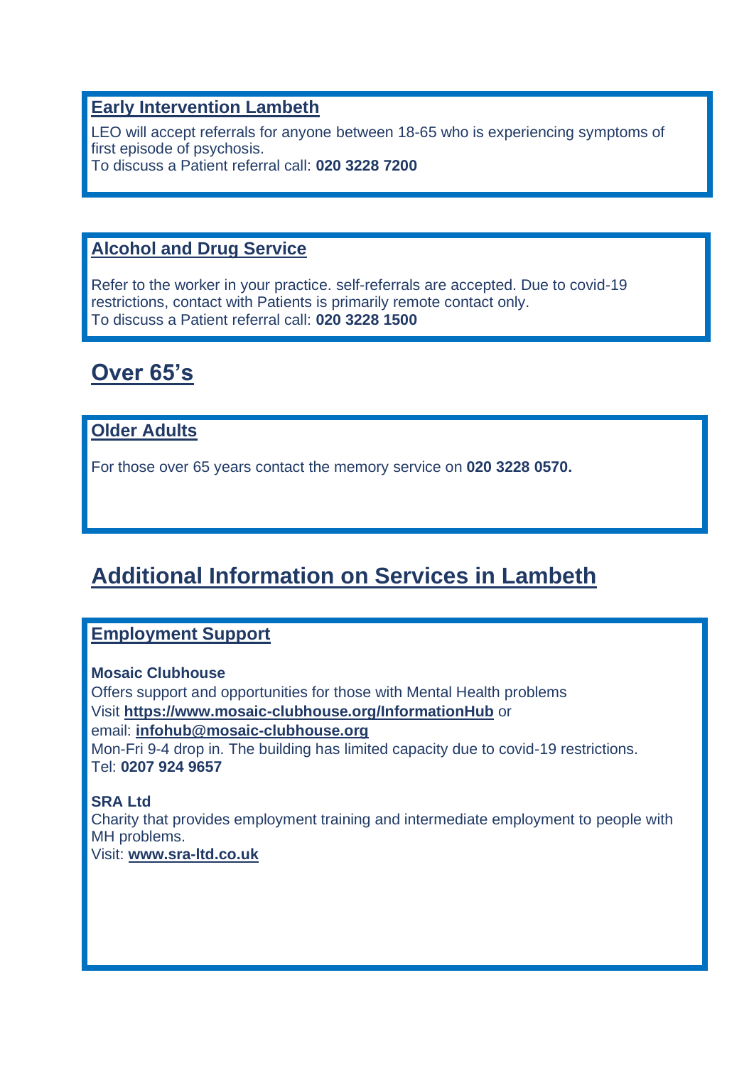### Early Intervention Lambeth

LEO will accept referrals for anyone between 18-65 who is experiencing symptoms of first episode of psychosis.
To discuss a Patient referral call: **020 3228 7200**

### Alcohol and Drug Service

Refer to the worker in your practice. self-referrals are accepted. Due to covid-19 restrictions, contact with Patients is primarily remote contact only.
To discuss a Patient referral call: **020 3228 1500**

## Over 65's

### Older Adults

For those over 65 years contact the memory service on **020 3228 0570.**

## Additional Information on Services in Lambeth

### Employment Support

**Mosaic Clubhouse**
Offers support and opportunities for those with Mental Health problems
Visit **https://www.mosaic-clubhouse.org/InformationHub** or
email: **infohub@mosaic-clubhouse.org**
Mon-Fri 9-4 drop in. The building has limited capacity due to covid-19 restrictions.
Tel: **0207 924 9657**

**SRA Ltd**
Charity that provides employment training and intermediate employment to people with MH problems.
Visit: **www.sra-ltd.co.uk**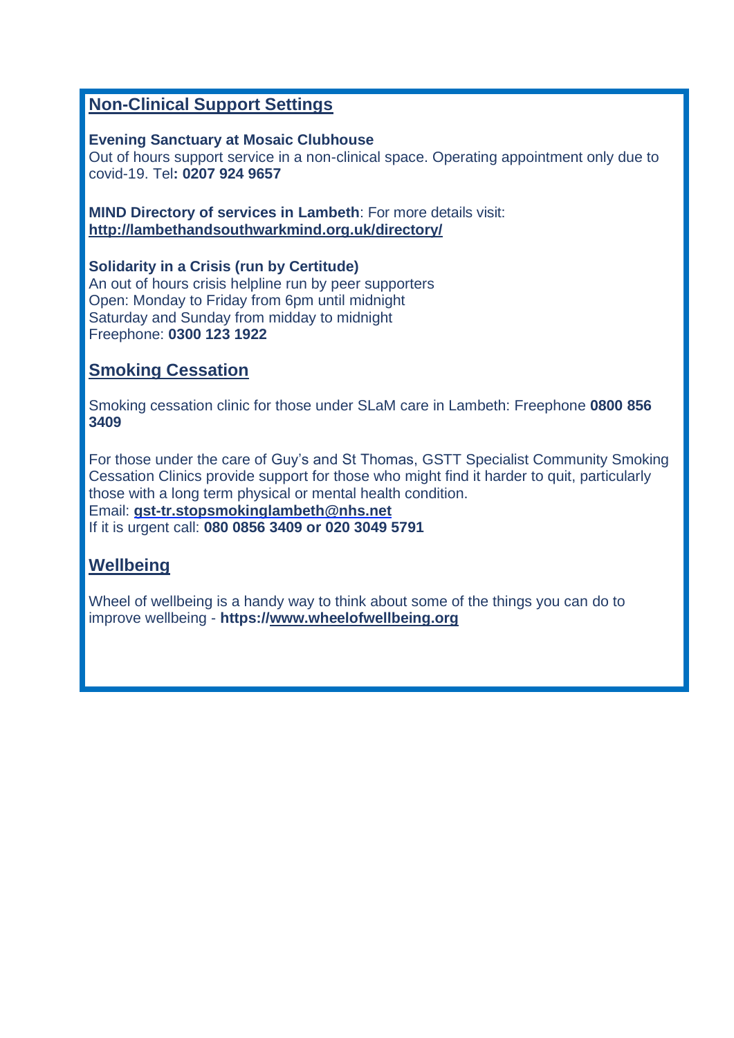## Non-Clinical Support Settings

**Evening Sanctuary at Mosaic Clubhouse**
Out of hours support service in a non-clinical space. Operating appointment only due to covid-19. Tel**: 0207 924 9657**

**MIND Directory of services in Lambeth**: For more details visit:
**http://lambethandsouthwarkmind.org.uk/directory/**

**Solidarity in a Crisis (run by Certitude)**
An out of hours crisis helpline run by peer supporters
Open: Monday to Friday from 6pm until midnight
Saturday and Sunday from midday to midnight
Freephone: **0300 123 1922**

## Smoking Cessation

Smoking cessation clinic for those under SLaM care in Lambeth: Freephone **0800 856 3409**

For those under the care of Guy's and St Thomas, GSTT Specialist Community Smoking Cessation Clinics provide support for those who might find it harder to quit, particularly those with a long term physical or mental health condition.
Email: **gst-tr.stopsmokinglambeth@nhs.net**
If it is urgent call: **080 0856 3409 or 020 3049 5791**

## Wellbeing

Wheel of wellbeing is a handy way to think about some of the things you can do to improve wellbeing - **https://www.wheelofwellbeing.org**